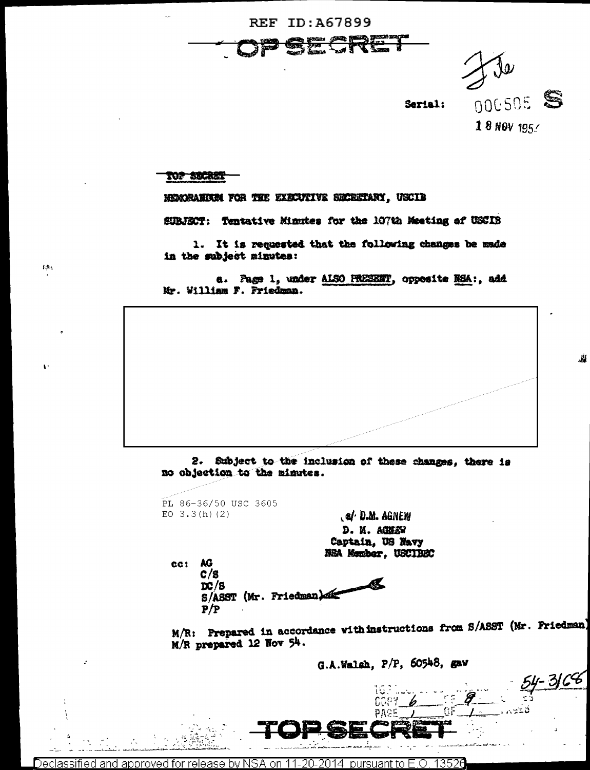REF ID:A67899

TOP SECRET

File

Serial: 000505 S

18 NOV 1954

TOP SECRET

MEMORANDUM FOR THE EXECUTIVE SECRETARY, USCIB

SUBJECT: Tentative Minutes for the 107th Meeting of USCIB

1. It is requested that the following changes be made in the subject minutes:

a. Page 1, under ALSO PRESENT, opposite NSA:, add Mr. William F. Friedman.

2. Subject to the inclusion of these changes, there is no objection to the minutes.

PL 86-36/50 USC 3605
EO 3.3(h)(2)

s/ D.M. AGNEW
D. M. AGNEW
Captain, US Navy
NSA Member, USCIBEC

cc: AG
C/S
DC/S
S/ASST (Mr. Friedman)
P/P

M/R: Prepared in accordance with instructions from S/ASST (Mr. Friedman) M/R prepared 12 Nov 54.

G.A.Walsh, P/P, 60548, gaw

54-3166

COPY 6 OF 8
PAGE 1 OF 1

TOP SECRET

Declassified and approved for release by NSA on 11-20-2014 pursuant to E.O. 13526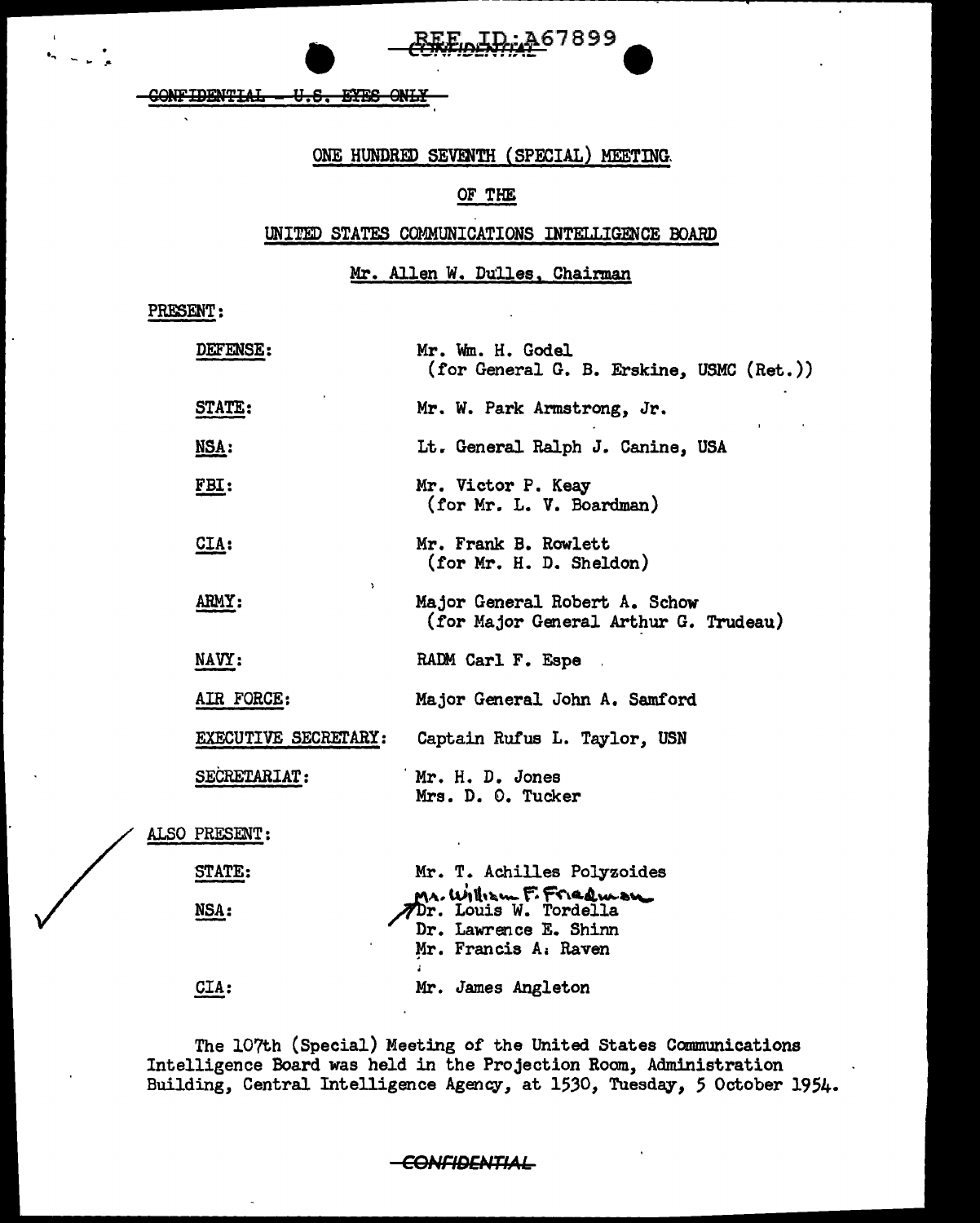REF ID:A67899

CONFIDENTIAL

~~CONFIDENTIAL - U.S. EYES ONLY~~

ONE HUNDRED SEVENTH (SPECIAL) MEETING

OF THE

UNITED STATES COMMUNICATIONS INTELLIGENCE BOARD

Mr. Allen W. Dulles, Chairman

PRESENT:

| | |
|---|---|
| DEFENSE: | Mr. Wm. H. Godel (for General G. B. Erskine, USMC (Ret.)) |
| STATE: | Mr. W. Park Armstrong, Jr. |
| NSA: | Lt. General Ralph J. Canine, USA |
| FBI: | Mr. Victor P. Keay (for Mr. L. V. Boardman) |
| CIA: | Mr. Frank B. Rowlett (for Mr. H. D. Sheldon) |
| ARMY: | Major General Robert A. Schow (for Major General Arthur G. Trudeau) |
| NAVY: | RADM Carl F. Espe |
| AIR FORCE: | Major General John A. Samford |
| EXECUTIVE SECRETARY: | Captain Rufus L. Taylor, USN |
| SECRETARIAT: | Mr. H. D. Jones<br>Mrs. D. O. Tucker |

ALSO PRESENT:

| | |
|---|---|
| STATE: | Mr. T. Achilles Polyzoides |
| NSA: | Mr. William F. Friedman<br>Dr. Louis W. Tordella<br>Dr. Lawrence E. Shinn<br>Mr. Francis A. Raven |
| CIA: | Mr. James Angleton |

The 107th (Special) Meeting of the United States Communications Intelligence Board was held in the Projection Room, Administration Building, Central Intelligence Agency, at 1530, Tuesday, 5 October 1954.

~~CONFIDENTIAL~~